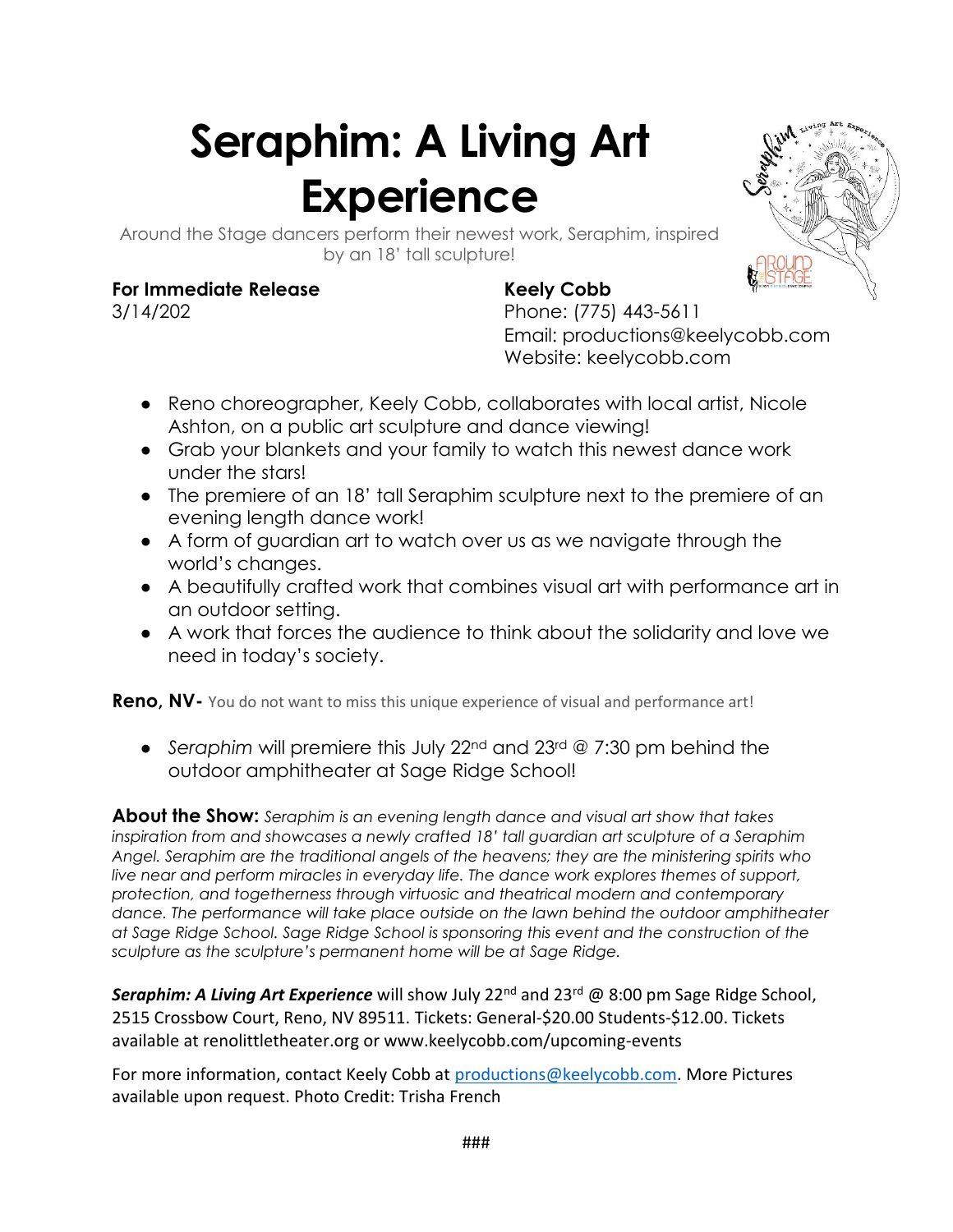# Seraphim: A Living Art Experience

Around the Stage dancers perform their newest work, Seraphim, inspired by an 18' tall sculpture!

**For Immediate Release**
3/14/202

**Keely Cobb**
Phone: (775) 443-5611
Email: productions@keelycobb.com
Website: keelycobb.com

- Reno choreographer, Keely Cobb, collaborates with local artist, Nicole Ashton, on a public art sculpture and dance viewing!
- Grab your blankets and your family to watch this newest dance work under the stars!
- The premiere of an 18' tall Seraphim sculpture next to the premiere of an evening length dance work!
- A form of guardian art to watch over us as we navigate through the world's changes.
- A beautifully crafted work that combines visual art with performance art in an outdoor setting.
- A work that forces the audience to think about the solidarity and love we need in today's society.

**Reno, NV-** You do not want to miss this unique experience of visual and performance art!

- *Seraphim* will premiere this July 22nd and 23rd @ 7:30 pm behind the outdoor amphitheater at Sage Ridge School!

**About the Show:** *Seraphim is an evening length dance and visual art show that takes inspiration from and showcases a newly crafted 18' tall guardian art sculpture of a Seraphim Angel. Seraphim are the traditional angels of the heavens; they are the ministering spirits who live near and perform miracles in everyday life. The dance work explores themes of support, protection, and togetherness through virtuosic and theatrical modern and contemporary dance. The performance will take place outside on the lawn behind the outdoor amphitheater at Sage Ridge School. Sage Ridge School is sponsoring this event and the construction of the sculpture as the sculpture's permanent home will be at Sage Ridge.*

***Seraphim: A Living Art Experience*** will show July 22nd and 23rd @ 8:00 pm Sage Ridge School, 2515 Crossbow Court, Reno, NV 89511. Tickets: General-$20.00 Students-$12.00. Tickets available at renolittletheater.org or www.keelycobb.com/upcoming-events

For more information, contact Keely Cobb at productions@keelycobb.com. More Pictures available upon request. Photo Credit: Trisha French

###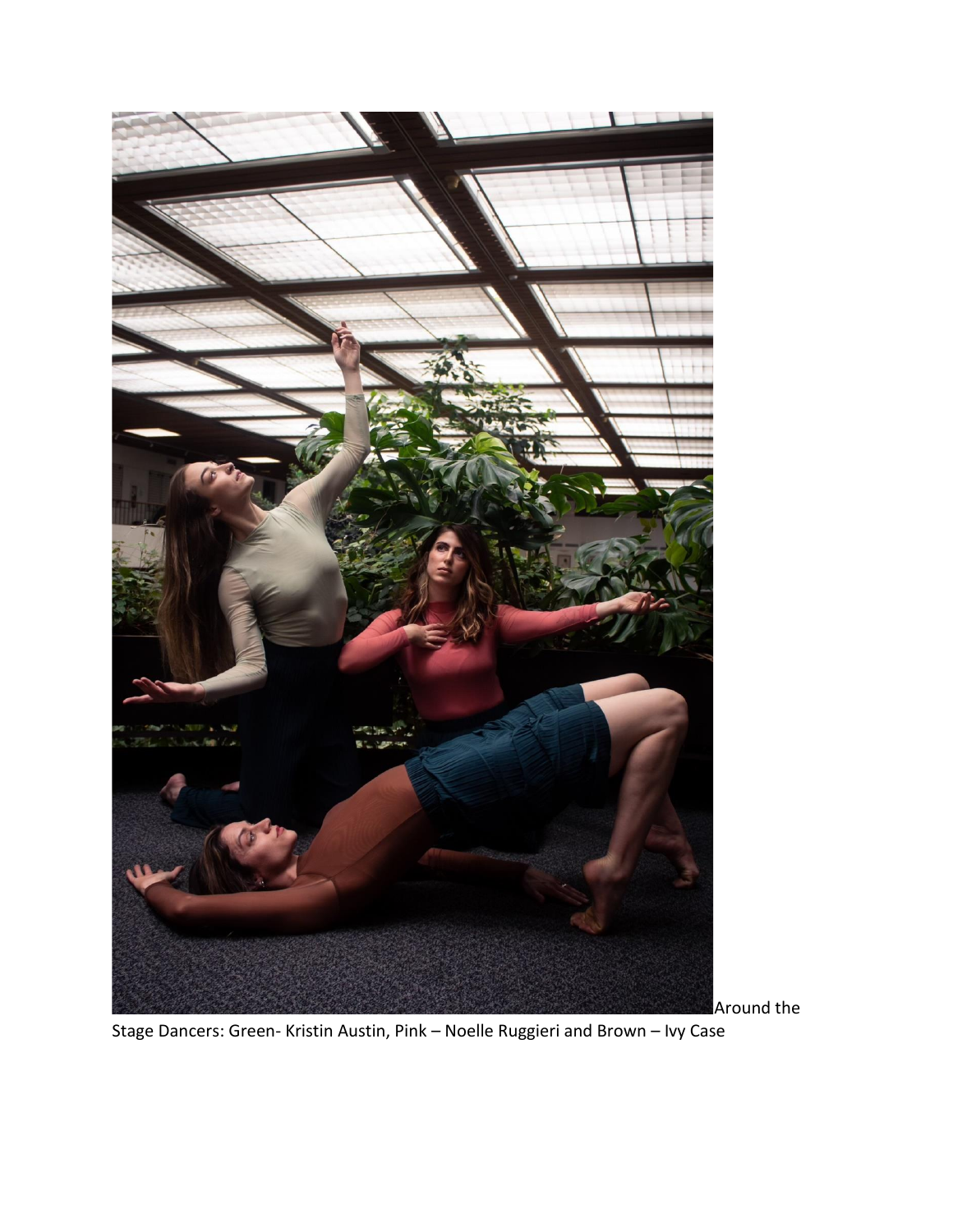Around the Stage Dancers: Green- Kristin Austin, Pink – Noelle Ruggieri and Brown – Ivy Case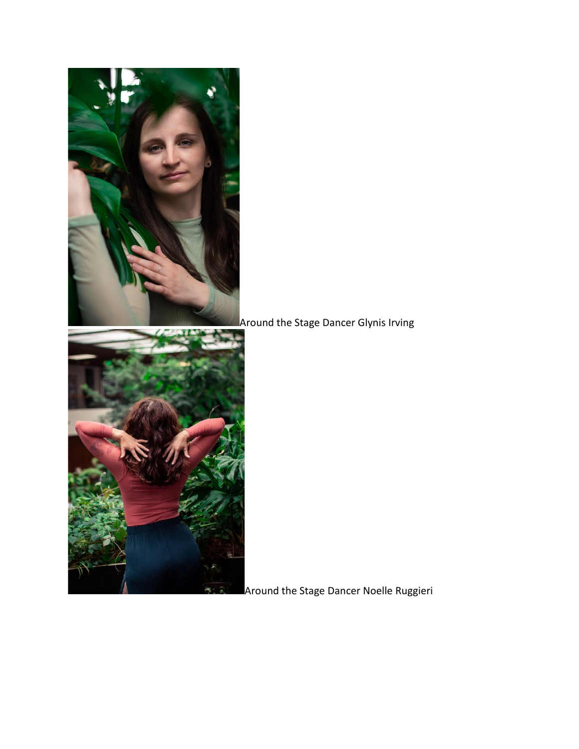Around the Stage Dancer Glynis Irving

Around the Stage Dancer Noelle Ruggieri